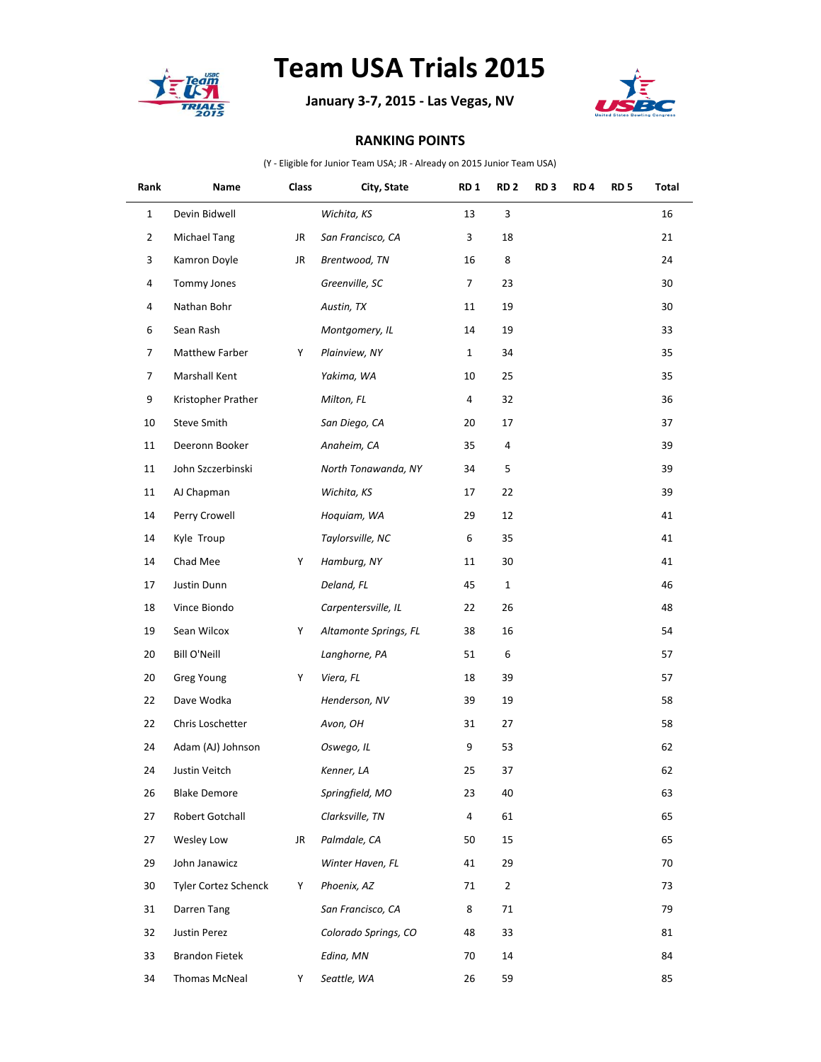# Team USA Trials 2015

**January 3-7, 2015 - Las Vegas, NV**

**RANKING POINTS**

(Y - Eligible for Junior Team USA; JR - Already on 2015 Junior Team USA)

| Rank | Name | Class | City, State | RD 1 | RD 2 | RD 3 | RD 4 | RD 5 | Total |
|---|---|---|---|---|---|---|---|---|---|
| 1 | Devin Bidwell | | *Wichita, KS* | 13 | 3 | | | | 16 |
| 2 | Michael Tang | JR | *San Francisco, CA* | 3 | 18 | | | | 21 |
| 3 | Kamron Doyle | JR | *Brentwood, TN* | 16 | 8 | | | | 24 |
| 4 | Tommy Jones | | *Greenville, SC* | 7 | 23 | | | | 30 |
| 4 | Nathan Bohr | | *Austin, TX* | 11 | 19 | | | | 30 |
| 6 | Sean Rash | | *Montgomery, IL* | 14 | 19 | | | | 33 |
| 7 | Matthew Farber | Y | *Plainview, NY* | 1 | 34 | | | | 35 |
| 7 | Marshall Kent | | *Yakima, WA* | 10 | 25 | | | | 35 |
| 9 | Kristopher Prather | | *Milton, FL* | 4 | 32 | | | | 36 |
| 10 | Steve Smith | | *San Diego, CA* | 20 | 17 | | | | 37 |
| 11 | Deeronn Booker | | *Anaheim, CA* | 35 | 4 | | | | 39 |
| 11 | John Szczerbinski | | *North Tonawanda, NY* | 34 | 5 | | | | 39 |
| 11 | AJ Chapman | | *Wichita, KS* | 17 | 22 | | | | 39 |
| 14 | Perry Crowell | | *Hoquiam, WA* | 29 | 12 | | | | 41 |
| 14 | Kyle Troup | | *Taylorsville, NC* | 6 | 35 | | | | 41 |
| 14 | Chad Mee | Y | *Hamburg, NY* | 11 | 30 | | | | 41 |
| 17 | Justin Dunn | | *Deland, FL* | 45 | 1 | | | | 46 |
| 18 | Vince Biondo | | *Carpentersville, IL* | 22 | 26 | | | | 48 |
| 19 | Sean Wilcox | Y | *Altamonte Springs, FL* | 38 | 16 | | | | 54 |
| 20 | Bill O'Neill | | *Langhorne, PA* | 51 | 6 | | | | 57 |
| 20 | Greg Young | Y | *Viera, FL* | 18 | 39 | | | | 57 |
| 22 | Dave Wodka | | *Henderson, NV* | 39 | 19 | | | | 58 |
| 22 | Chris Loschetter | | *Avon, OH* | 31 | 27 | | | | 58 |
| 24 | Adam (AJ) Johnson | | *Oswego, IL* | 9 | 53 | | | | 62 |
| 24 | Justin Veitch | | *Kenner, LA* | 25 | 37 | | | | 62 |
| 26 | Blake Demore | | *Springfield, MO* | 23 | 40 | | | | 63 |
| 27 | Robert Gotchall | | *Clarksville, TN* | 4 | 61 | | | | 65 |
| 27 | Wesley Low | JR | *Palmdale, CA* | 50 | 15 | | | | 65 |
| 29 | John Janawicz | | *Winter Haven, FL* | 41 | 29 | | | | 70 |
| 30 | Tyler Cortez Schenck | Y | *Phoenix, AZ* | 71 | 2 | | | | 73 |
| 31 | Darren Tang | | *San Francisco, CA* | 8 | 71 | | | | 79 |
| 32 | Justin Perez | | *Colorado Springs, CO* | 48 | 33 | | | | 81 |
| 33 | Brandon Fietek | | *Edina, MN* | 70 | 14 | | | | 84 |
| 34 | Thomas McNeal | Y | *Seattle, WA* | 26 | 59 | | | | 85 |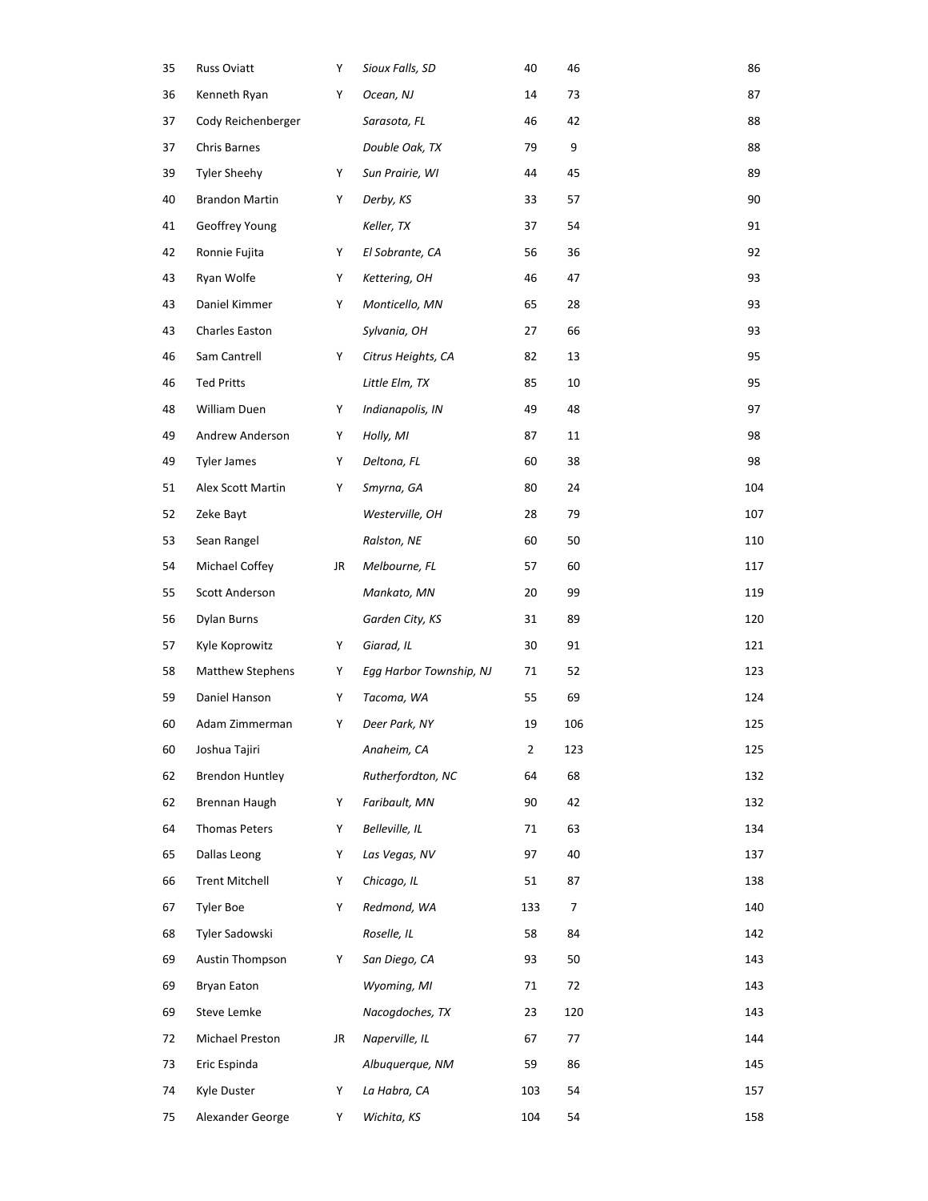| | | | | | | |
|---|---|---|---|---|---|---|
| 35 | Russ Oviatt | Y | *Sioux Falls, SD* | 40 | 46 | 86 |
| 36 | Kenneth Ryan | Y | *Ocean, NJ* | 14 | 73 | 87 |
| 37 | Cody Reichenberger | | *Sarasota, FL* | 46 | 42 | 88 |
| 37 | Chris Barnes | | *Double Oak, TX* | 79 | 9 | 88 |
| 39 | Tyler Sheehy | Y | *Sun Prairie, WI* | 44 | 45 | 89 |
| 40 | Brandon Martin | Y | *Derby, KS* | 33 | 57 | 90 |
| 41 | Geoffrey Young | | *Keller, TX* | 37 | 54 | 91 |
| 42 | Ronnie Fujita | Y | *El Sobrante, CA* | 56 | 36 | 92 |
| 43 | Ryan Wolfe | Y | *Kettering, OH* | 46 | 47 | 93 |
| 43 | Daniel Kimmer | Y | *Monticello, MN* | 65 | 28 | 93 |
| 43 | Charles Easton | | *Sylvania, OH* | 27 | 66 | 93 |
| 46 | Sam Cantrell | Y | *Citrus Heights, CA* | 82 | 13 | 95 |
| 46 | Ted Pritts | | *Little Elm, TX* | 85 | 10 | 95 |
| 48 | William Duen | Y | *Indianapolis, IN* | 49 | 48 | 97 |
| 49 | Andrew Anderson | Y | *Holly, MI* | 87 | 11 | 98 |
| 49 | Tyler James | Y | *Deltona, FL* | 60 | 38 | 98 |
| 51 | Alex Scott Martin | Y | *Smyrna, GA* | 80 | 24 | 104 |
| 52 | Zeke Bayt | | *Westerville, OH* | 28 | 79 | 107 |
| 53 | Sean Rangel | | *Ralston, NE* | 60 | 50 | 110 |
| 54 | Michael Coffey | JR | *Melbourne, FL* | 57 | 60 | 117 |
| 55 | Scott Anderson | | *Mankato, MN* | 20 | 99 | 119 |
| 56 | Dylan Burns | | *Garden City, KS* | 31 | 89 | 120 |
| 57 | Kyle Koprowitz | Y | *Giarad, IL* | 30 | 91 | 121 |
| 58 | Matthew Stephens | Y | *Egg Harbor Township, NJ* | 71 | 52 | 123 |
| 59 | Daniel Hanson | Y | *Tacoma, WA* | 55 | 69 | 124 |
| 60 | Adam Zimmerman | Y | *Deer Park, NY* | 19 | 106 | 125 |
| 60 | Joshua Tajiri | | *Anaheim, CA* | 2 | 123 | 125 |
| 62 | Brendon Huntley | | *Rutherfordton, NC* | 64 | 68 | 132 |
| 62 | Brennan Haugh | Y | *Faribault, MN* | 90 | 42 | 132 |
| 64 | Thomas Peters | Y | *Belleville, IL* | 71 | 63 | 134 |
| 65 | Dallas Leong | Y | *Las Vegas, NV* | 97 | 40 | 137 |
| 66 | Trent Mitchell | Y | *Chicago, IL* | 51 | 87 | 138 |
| 67 | Tyler Boe | Y | *Redmond, WA* | 133 | 7 | 140 |
| 68 | Tyler Sadowski | | *Roselle, IL* | 58 | 84 | 142 |
| 69 | Austin Thompson | Y | *San Diego, CA* | 93 | 50 | 143 |
| 69 | Bryan Eaton | | *Wyoming, MI* | 71 | 72 | 143 |
| 69 | Steve Lemke | | *Nacogdoches, TX* | 23 | 120 | 143 |
| 72 | Michael Preston | JR | *Naperville, IL* | 67 | 77 | 144 |
| 73 | Eric Espinda | | *Albuquerque, NM* | 59 | 86 | 145 |
| 74 | Kyle Duster | Y | *La Habra, CA* | 103 | 54 | 157 |
| 75 | Alexander George | Y | *Wichita, KS* | 104 | 54 | 158 |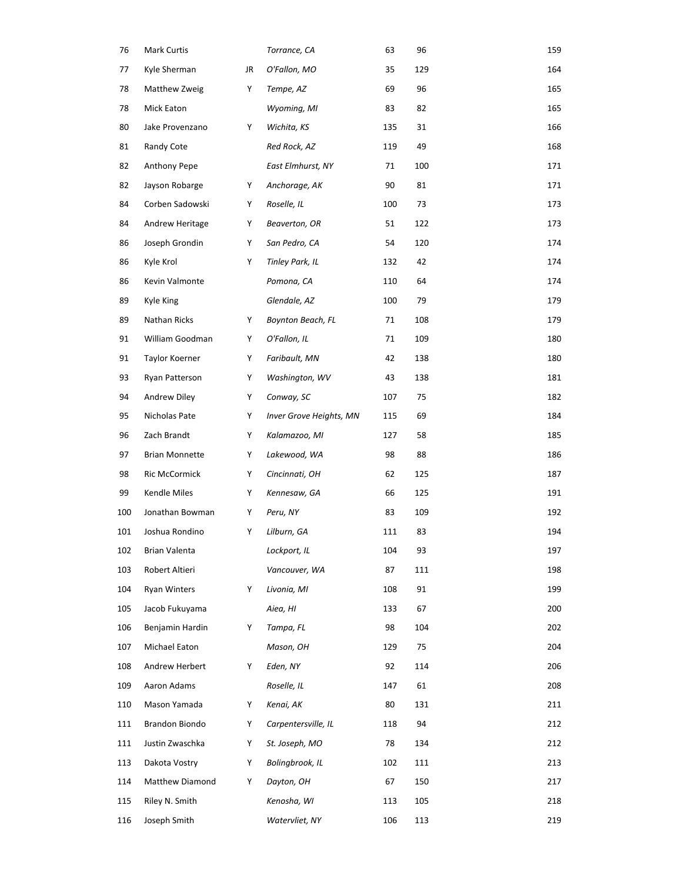| | | | | | | |
|---|---|---|---|---|---|---|
| 76 | Mark Curtis | | *Torrance, CA* | 63 | 96 | 159 |
| 77 | Kyle Sherman | JR | *O'Fallon, MO* | 35 | 129 | 164 |
| 78 | Matthew Zweig | Y | *Tempe, AZ* | 69 | 96 | 165 |
| 78 | Mick Eaton | | *Wyoming, MI* | 83 | 82 | 165 |
| 80 | Jake Provenzano | Y | *Wichita, KS* | 135 | 31 | 166 |
| 81 | Randy Cote | | *Red Rock, AZ* | 119 | 49 | 168 |
| 82 | Anthony Pepe | | *East Elmhurst, NY* | 71 | 100 | 171 |
| 82 | Jayson Robarge | Y | *Anchorage, AK* | 90 | 81 | 171 |
| 84 | Corben Sadowski | Y | *Roselle, IL* | 100 | 73 | 173 |
| 84 | Andrew Heritage | Y | *Beaverton, OR* | 51 | 122 | 173 |
| 86 | Joseph Grondin | Y | *San Pedro, CA* | 54 | 120 | 174 |
| 86 | Kyle Krol | Y | *Tinley Park, IL* | 132 | 42 | 174 |
| 86 | Kevin Valmonte | | *Pomona, CA* | 110 | 64 | 174 |
| 89 | Kyle King | | *Glendale, AZ* | 100 | 79 | 179 |
| 89 | Nathan Ricks | Y | *Boynton Beach, FL* | 71 | 108 | 179 |
| 91 | William Goodman | Y | *O'Fallon, IL* | 71 | 109 | 180 |
| 91 | Taylor Koerner | Y | *Faribault, MN* | 42 | 138 | 180 |
| 93 | Ryan Patterson | Y | *Washington, WV* | 43 | 138 | 181 |
| 94 | Andrew Diley | Y | *Conway, SC* | 107 | 75 | 182 |
| 95 | Nicholas Pate | Y | *Inver Grove Heights, MN* | 115 | 69 | 184 |
| 96 | Zach Brandt | Y | *Kalamazoo, MI* | 127 | 58 | 185 |
| 97 | Brian Monnette | Y | *Lakewood, WA* | 98 | 88 | 186 |
| 98 | Ric McCormick | Y | *Cincinnati, OH* | 62 | 125 | 187 |
| 99 | Kendle Miles | Y | *Kennesaw, GA* | 66 | 125 | 191 |
| 100 | Jonathan Bowman | Y | *Peru, NY* | 83 | 109 | 192 |
| 101 | Joshua Rondino | Y | *Lilburn, GA* | 111 | 83 | 194 |
| 102 | Brian Valenta | | *Lockport, IL* | 104 | 93 | 197 |
| 103 | Robert Altieri | | *Vancouver, WA* | 87 | 111 | 198 |
| 104 | Ryan Winters | Y | *Livonia, MI* | 108 | 91 | 199 |
| 105 | Jacob Fukuyama | | *Aiea, HI* | 133 | 67 | 200 |
| 106 | Benjamin Hardin | Y | *Tampa, FL* | 98 | 104 | 202 |
| 107 | Michael Eaton | | *Mason, OH* | 129 | 75 | 204 |
| 108 | Andrew Herbert | Y | *Eden, NY* | 92 | 114 | 206 |
| 109 | Aaron Adams | | *Roselle, IL* | 147 | 61 | 208 |
| 110 | Mason Yamada | Y | *Kenai, AK* | 80 | 131 | 211 |
| 111 | Brandon Biondo | Y | *Carpentersville, IL* | 118 | 94 | 212 |
| 111 | Justin Zwaschka | Y | *St. Joseph, MO* | 78 | 134 | 212 |
| 113 | Dakota Vostry | Y | *Bolingbrook, IL* | 102 | 111 | 213 |
| 114 | Matthew Diamond | Y | *Dayton, OH* | 67 | 150 | 217 |
| 115 | Riley N. Smith | | *Kenosha, WI* | 113 | 105 | 218 |
| 116 | Joseph Smith | | *Watervliet, NY* | 106 | 113 | 219 |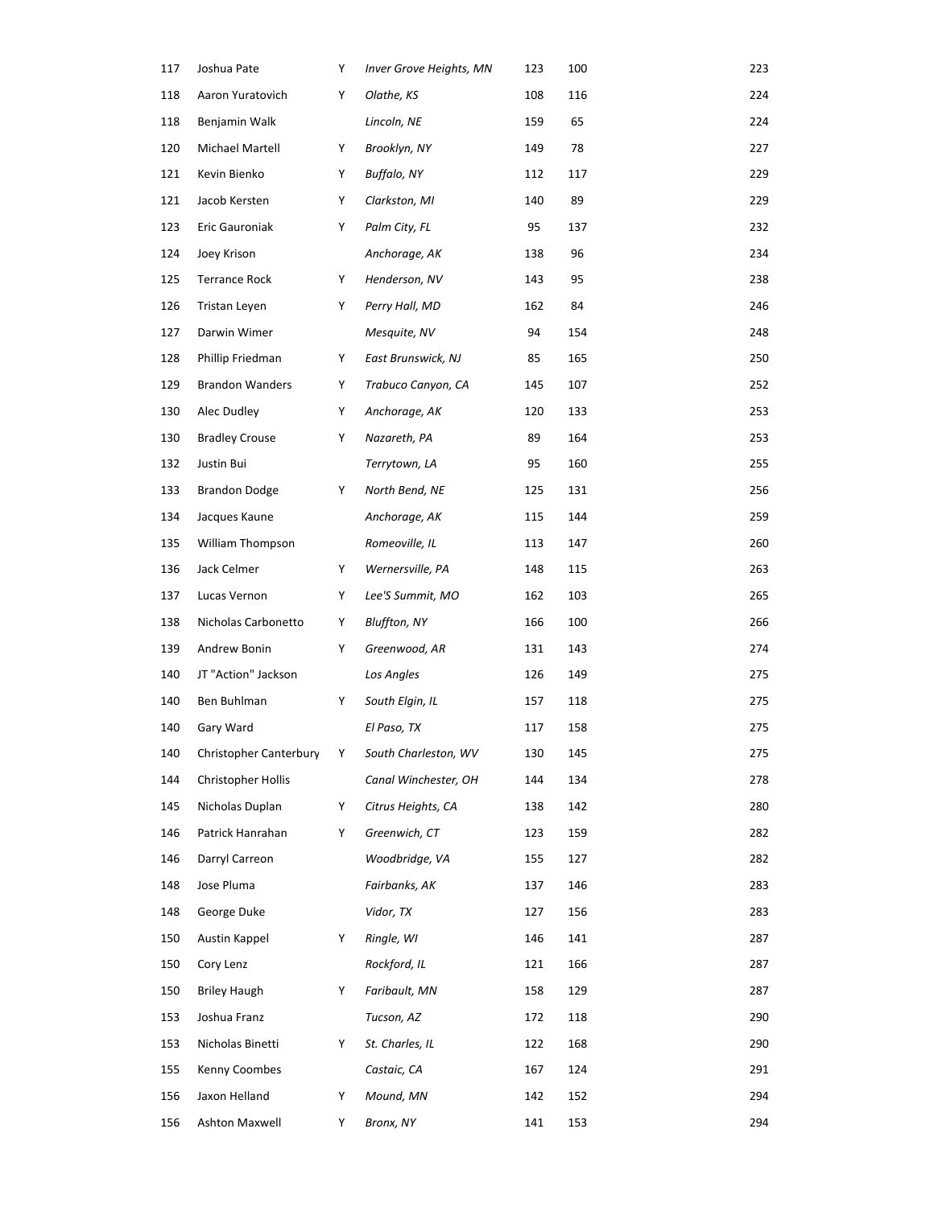| | | | | | | |
|---|---|---|---|---|---|---|
| 117 | Joshua Pate | Y | *Inver Grove Heights, MN* | 123 | 100 | 223 |
| 118 | Aaron Yuratovich | Y | *Olathe, KS* | 108 | 116 | 224 |
| 118 | Benjamin Walk | | *Lincoln, NE* | 159 | 65 | 224 |
| 120 | Michael Martell | Y | *Brooklyn, NY* | 149 | 78 | 227 |
| 121 | Kevin Bienko | Y | *Buffalo, NY* | 112 | 117 | 229 |
| 121 | Jacob Kersten | Y | *Clarkston, MI* | 140 | 89 | 229 |
| 123 | Eric Gauroniak | Y | *Palm City, FL* | 95 | 137 | 232 |
| 124 | Joey Krison | | *Anchorage, AK* | 138 | 96 | 234 |
| 125 | Terrance Rock | Y | *Henderson, NV* | 143 | 95 | 238 |
| 126 | Tristan Leyen | Y | *Perry Hall, MD* | 162 | 84 | 246 |
| 127 | Darwin Wimer | | *Mesquite, NV* | 94 | 154 | 248 |
| 128 | Phillip Friedman | Y | *East Brunswick, NJ* | 85 | 165 | 250 |
| 129 | Brandon Wanders | Y | *Trabuco Canyon, CA* | 145 | 107 | 252 |
| 130 | Alec Dudley | Y | *Anchorage, AK* | 120 | 133 | 253 |
| 130 | Bradley Crouse | Y | *Nazareth, PA* | 89 | 164 | 253 |
| 132 | Justin Bui | | *Terrytown, LA* | 95 | 160 | 255 |
| 133 | Brandon Dodge | Y | *North Bend, NE* | 125 | 131 | 256 |
| 134 | Jacques Kaune | | *Anchorage, AK* | 115 | 144 | 259 |
| 135 | William Thompson | | *Romeoville, IL* | 113 | 147 | 260 |
| 136 | Jack Celmer | Y | *Wernersville, PA* | 148 | 115 | 263 |
| 137 | Lucas Vernon | Y | *Lee'S Summit, MO* | 162 | 103 | 265 |
| 138 | Nicholas Carbonetto | Y | *Bluffton, NY* | 166 | 100 | 266 |
| 139 | Andrew Bonin | Y | *Greenwood, AR* | 131 | 143 | 274 |
| 140 | JT "Action" Jackson | | *Los Angles* | 126 | 149 | 275 |
| 140 | Ben Buhlman | Y | *South Elgin, IL* | 157 | 118 | 275 |
| 140 | Gary Ward | | *El Paso, TX* | 117 | 158 | 275 |
| 140 | Christopher Canterbury | Y | *South Charleston, WV* | 130 | 145 | 275 |
| 144 | Christopher Hollis | | *Canal Winchester, OH* | 144 | 134 | 278 |
| 145 | Nicholas Duplan | Y | *Citrus Heights, CA* | 138 | 142 | 280 |
| 146 | Patrick Hanrahan | Y | *Greenwich, CT* | 123 | 159 | 282 |
| 146 | Darryl Carreon | | *Woodbridge, VA* | 155 | 127 | 282 |
| 148 | Jose Pluma | | *Fairbanks, AK* | 137 | 146 | 283 |
| 148 | George Duke | | *Vidor, TX* | 127 | 156 | 283 |
| 150 | Austin Kappel | Y | *Ringle, WI* | 146 | 141 | 287 |
| 150 | Cory Lenz | | *Rockford, IL* | 121 | 166 | 287 |
| 150 | Briley Haugh | Y | *Faribault, MN* | 158 | 129 | 287 |
| 153 | Joshua Franz | | *Tucson, AZ* | 172 | 118 | 290 |
| 153 | Nicholas Binetti | Y | *St. Charles, IL* | 122 | 168 | 290 |
| 155 | Kenny Coombes | | *Castaic, CA* | 167 | 124 | 291 |
| 156 | Jaxon Helland | Y | *Mound, MN* | 142 | 152 | 294 |
| 156 | Ashton Maxwell | Y | *Bronx, NY* | 141 | 153 | 294 |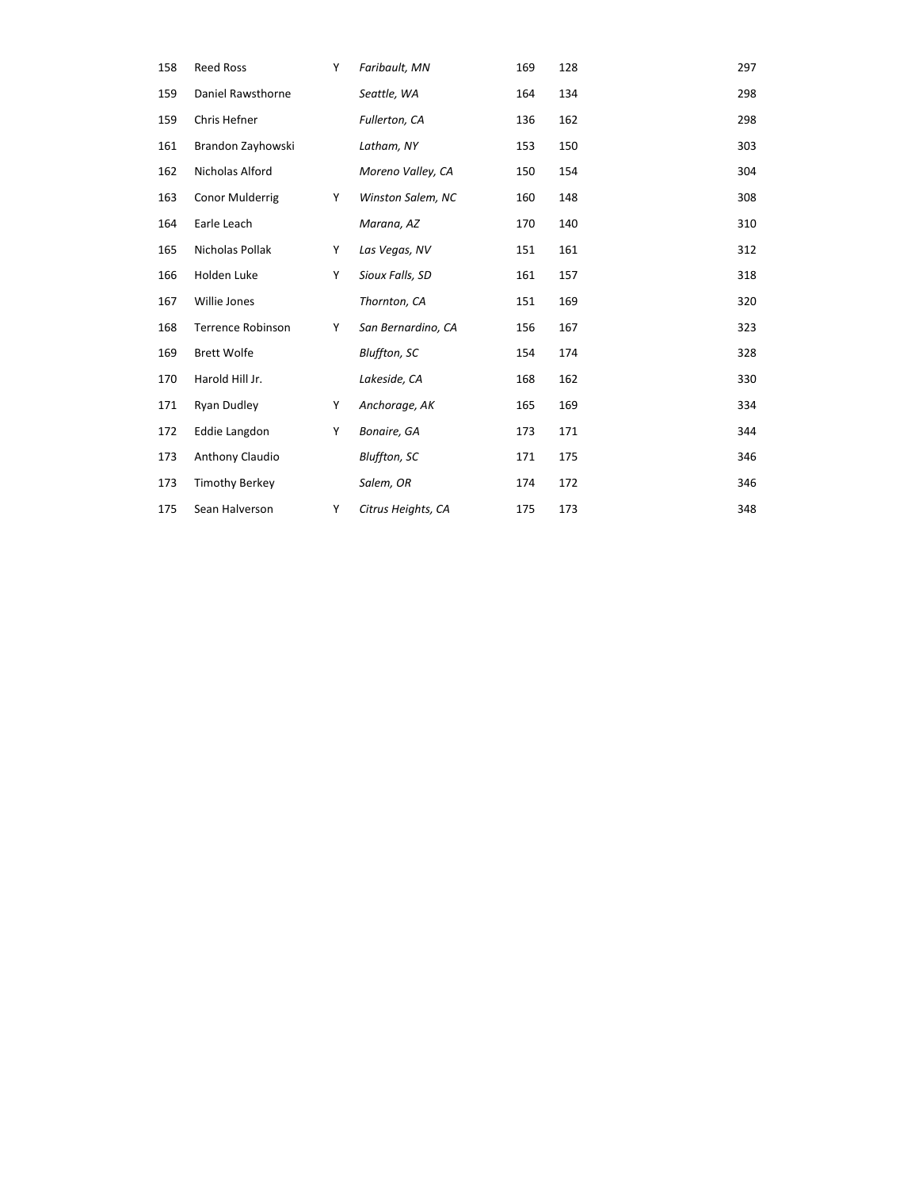| | | | | | | | |
|---|---|---|---|---|---|---|---|
| 158 | Reed Ross | Y | *Faribault, MN* | 169 | 128 | | 297 |
| 159 | Daniel Rawsthorne | | *Seattle, WA* | 164 | 134 | | 298 |
| 159 | Chris Hefner | | *Fullerton, CA* | 136 | 162 | | 298 |
| 161 | Brandon Zayhowski | | *Latham, NY* | 153 | 150 | | 303 |
| 162 | Nicholas Alford | | *Moreno Valley, CA* | 150 | 154 | | 304 |
| 163 | Conor Mulderrig | Y | *Winston Salem, NC* | 160 | 148 | | 308 |
| 164 | Earle Leach | | *Marana, AZ* | 170 | 140 | | 310 |
| 165 | Nicholas Pollak | Y | *Las Vegas, NV* | 151 | 161 | | 312 |
| 166 | Holden Luke | Y | *Sioux Falls, SD* | 161 | 157 | | 318 |
| 167 | Willie Jones | | *Thornton, CA* | 151 | 169 | | 320 |
| 168 | Terrence Robinson | Y | *San Bernardino, CA* | 156 | 167 | | 323 |
| 169 | Brett Wolfe | | *Bluffton, SC* | 154 | 174 | | 328 |
| 170 | Harold Hill Jr. | | *Lakeside, CA* | 168 | 162 | | 330 |
| 171 | Ryan Dudley | Y | *Anchorage, AK* | 165 | 169 | | 334 |
| 172 | Eddie Langdon | Y | *Bonaire, GA* | 173 | 171 | | 344 |
| 173 | Anthony Claudio | | *Bluffton, SC* | 171 | 175 | | 346 |
| 173 | Timothy Berkey | | *Salem, OR* | 174 | 172 | | 346 |
| 175 | Sean Halverson | Y | *Citrus Heights, CA* | 175 | 173 | | 348 |